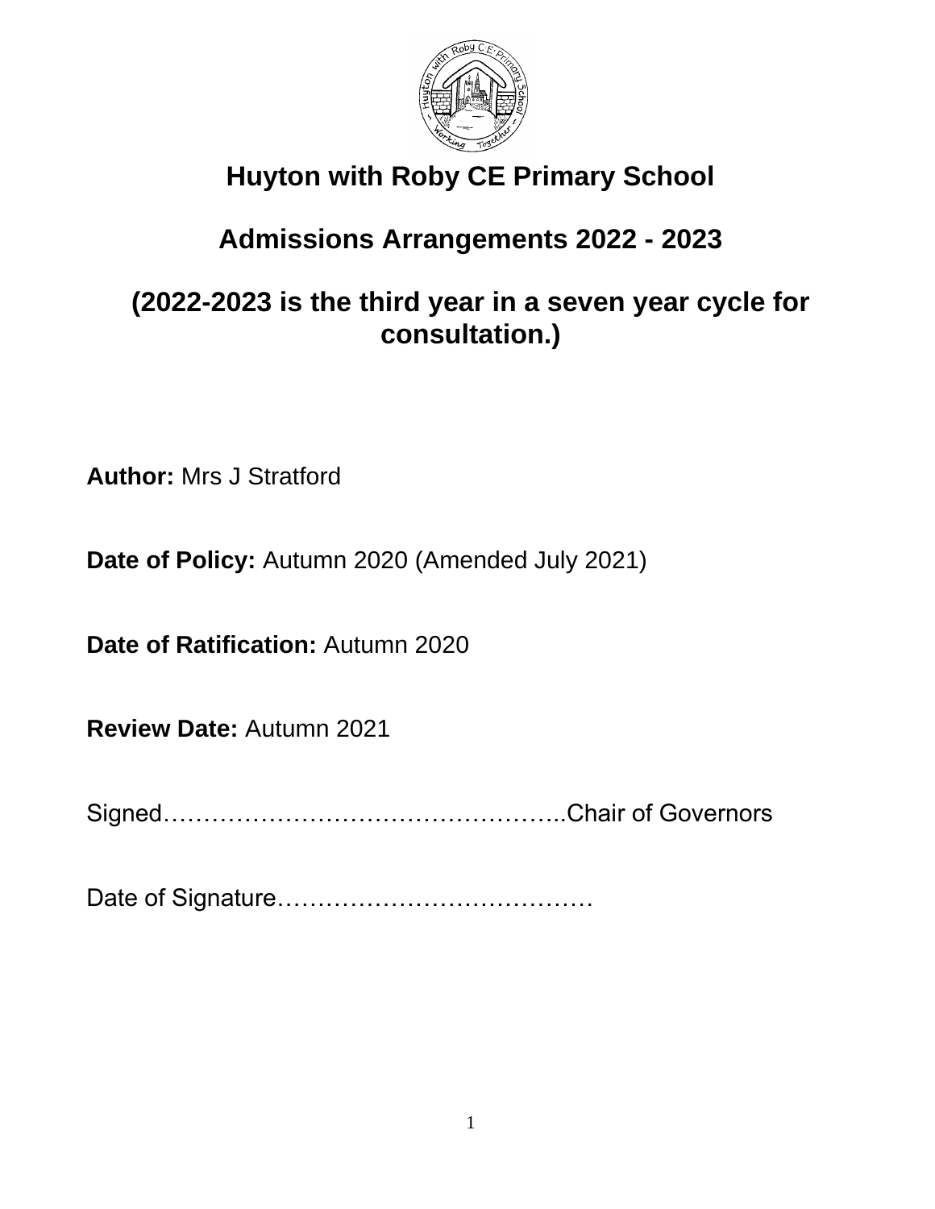# Huyton with Roby CE Primary School

## Admissions Arrangements 2022 - 2023

## (2022-2023 is the third year in a seven year cycle for consultation.)

**Author:** Mrs J Stratford

**Date of Policy:** Autumn 2020 (Amended July 2021)

**Date of Ratification:** Autumn 2020

**Review Date:** Autumn 2021

Signed…………………………………………..Chair of Governors

Date of Signature…………………………………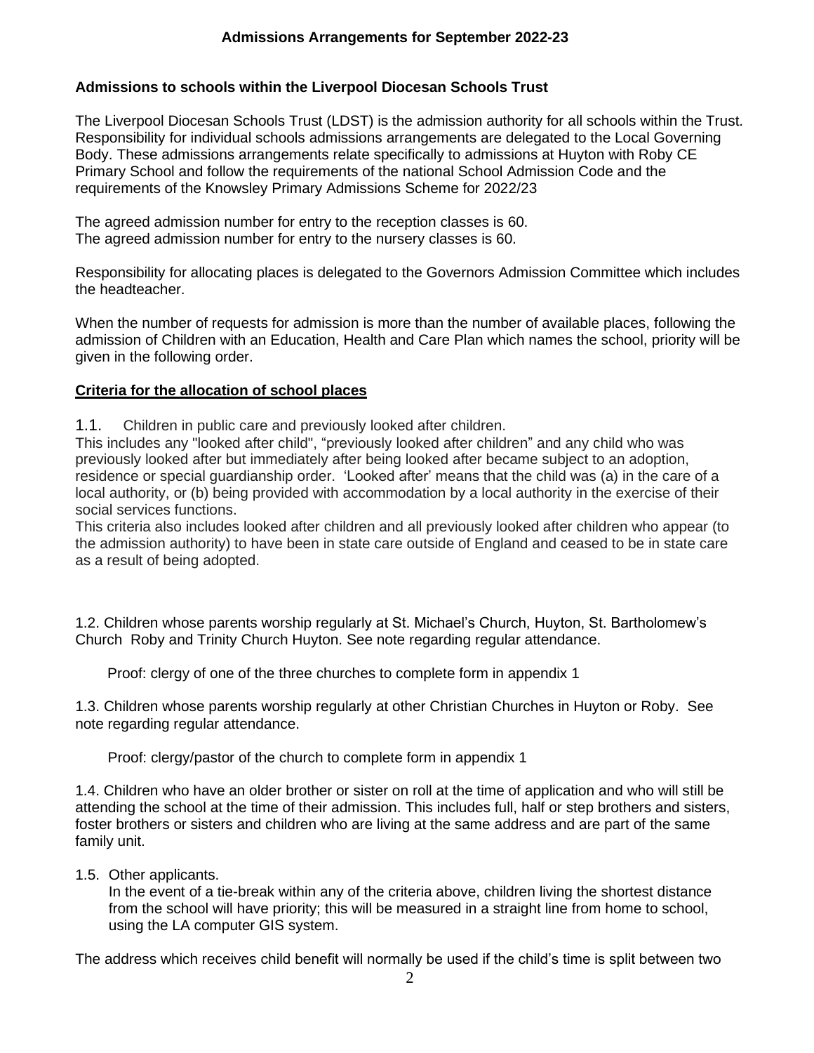# Admissions Arrangements for September 2022-23

## Admissions to schools within the Liverpool Diocesan Schools Trust

The Liverpool Diocesan Schools Trust (LDST) is the admission authority for all schools within the Trust. Responsibility for individual schools admissions arrangements are delegated to the Local Governing Body. These admissions arrangements relate specifically to admissions at Huyton with Roby CE Primary School and follow the requirements of the national School Admission Code and the requirements of the Knowsley Primary Admissions Scheme for 2022/23

The agreed admission number for entry to the reception classes is 60.
The agreed admission number for entry to the nursery classes is 60.

Responsibility for allocating places is delegated to the Governors Admission Committee which includes the headteacher.

When the number of requests for admission is more than the number of available places, following the admission of Children with an Education, Health and Care Plan which names the school, priority will be given in the following order.

**Criteria for the allocation of school places**

1.1. Children in public care and previously looked after children.
This includes any "looked after child", "previously looked after children" and any child who was previously looked after but immediately after being looked after became subject to an adoption, residence or special guardianship order. 'Looked after' means that the child was (a) in the care of a local authority, or (b) being provided with accommodation by a local authority in the exercise of their social services functions.
This criteria also includes looked after children and all previously looked after children who appear (to the admission authority) to have been in state care outside of England and ceased to be in state care as a result of being adopted.

1.2. Children whose parents worship regularly at St. Michael's Church, Huyton, St. Bartholomew's Church Roby and Trinity Church Huyton. See note regarding regular attendance.

Proof: clergy of one of the three churches to complete form in appendix 1

1.3. Children whose parents worship regularly at other Christian Churches in Huyton or Roby. See note regarding regular attendance.

Proof: clergy/pastor of the church to complete form in appendix 1

1.4. Children who have an older brother or sister on roll at the time of application and who will still be attending the school at the time of their admission. This includes full, half or step brothers and sisters, foster brothers or sisters and children who are living at the same address and are part of the same family unit.

1.5. Other applicants.
In the event of a tie-break within any of the criteria above, children living the shortest distance from the school will have priority; this will be measured in a straight line from home to school, using the LA computer GIS system.

The address which receives child benefit will normally be used if the child's time is split between two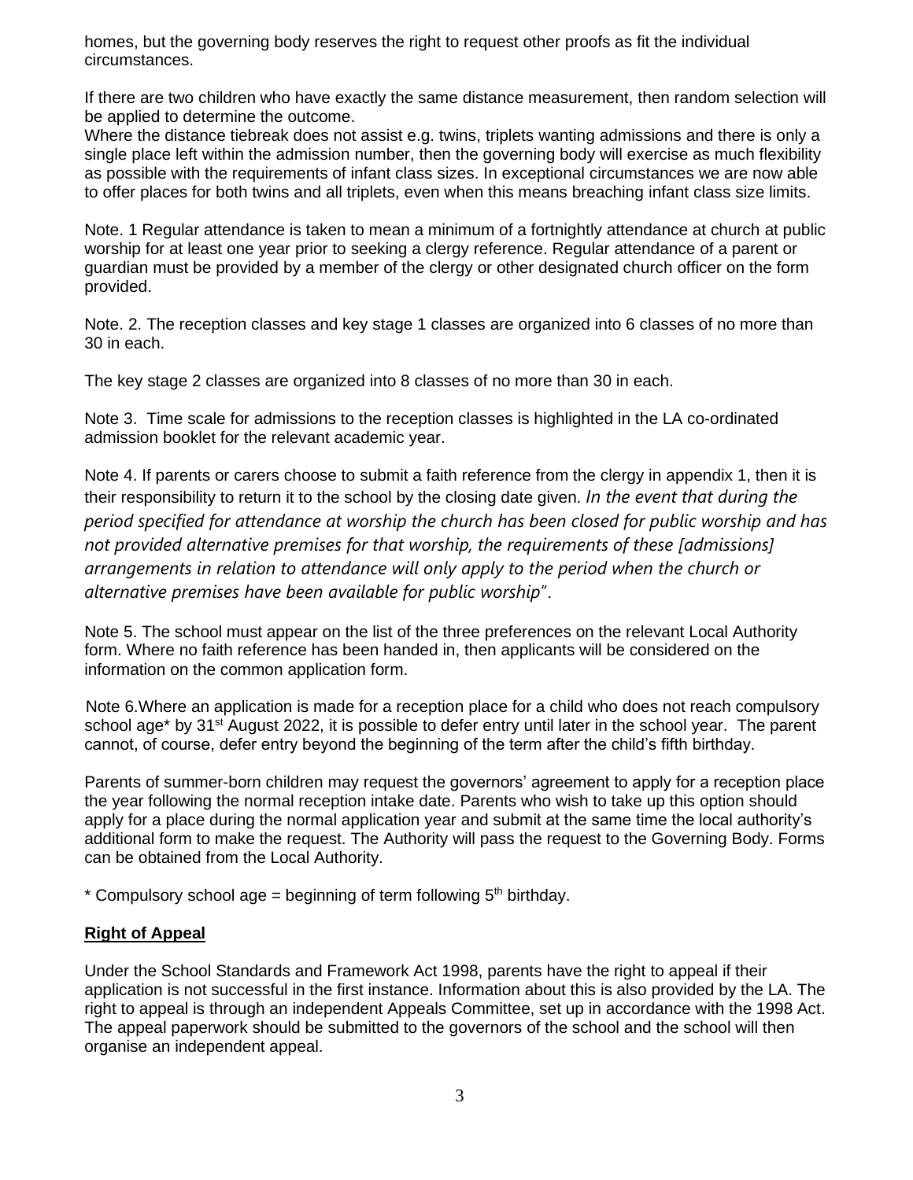homes, but the governing body reserves the right to request other proofs as fit the individual circumstances.

If there are two children who have exactly the same distance measurement, then random selection will be applied to determine the outcome.
Where the distance tiebreak does not assist e.g. twins, triplets wanting admissions and there is only a single place left within the admission number, then the governing body will exercise as much flexibility as possible with the requirements of infant class sizes. In exceptional circumstances we are now able to offer places for both twins and all triplets, even when this means breaching infant class size limits.

Note. 1 Regular attendance is taken to mean a minimum of a fortnightly attendance at church at public worship for at least one year prior to seeking a clergy reference. Regular attendance of a parent or guardian must be provided by a member of the clergy or other designated church officer on the form provided.

Note. 2. The reception classes and key stage 1 classes are organized into 6 classes of no more than 30 in each.

The key stage 2 classes are organized into 8 classes of no more than 30 in each.

Note 3. Time scale for admissions to the reception classes is highlighted in the LA co-ordinated admission booklet for the relevant academic year.

Note 4. If parents or carers choose to submit a faith reference from the clergy in appendix 1, then it is their responsibility to return it to the school by the closing date given. *In the event that during the period specified for attendance at worship the church has been closed for public worship and has not provided alternative premises for that worship, the requirements of these [admissions] arrangements in relation to attendance will only apply to the period when the church or alternative premises have been available for public worship"*.

Note 5. The school must appear on the list of the three preferences on the relevant Local Authority form. Where no faith reference has been handed in, then applicants will be considered on the information on the common application form.

Note 6.Where an application is made for a reception place for a child who does not reach compulsory school age* by 31st August 2022, it is possible to defer entry until later in the school year. The parent cannot, of course, defer entry beyond the beginning of the term after the child's fifth birthday.

Parents of summer-born children may request the governors' agreement to apply for a reception place the year following the normal reception intake date. Parents who wish to take up this option should apply for a place during the normal application year and submit at the same time the local authority's additional form to make the request. The Authority will pass the request to the Governing Body. Forms can be obtained from the Local Authority.

\* Compulsory school age = beginning of term following 5th birthday.

## Right of Appeal

Under the School Standards and Framework Act 1998, parents have the right to appeal if their application is not successful in the first instance. Information about this is also provided by the LA. The right to appeal is through an independent Appeals Committee, set up in accordance with the 1998 Act. The appeal paperwork should be submitted to the governors of the school and the school will then organise an independent appeal.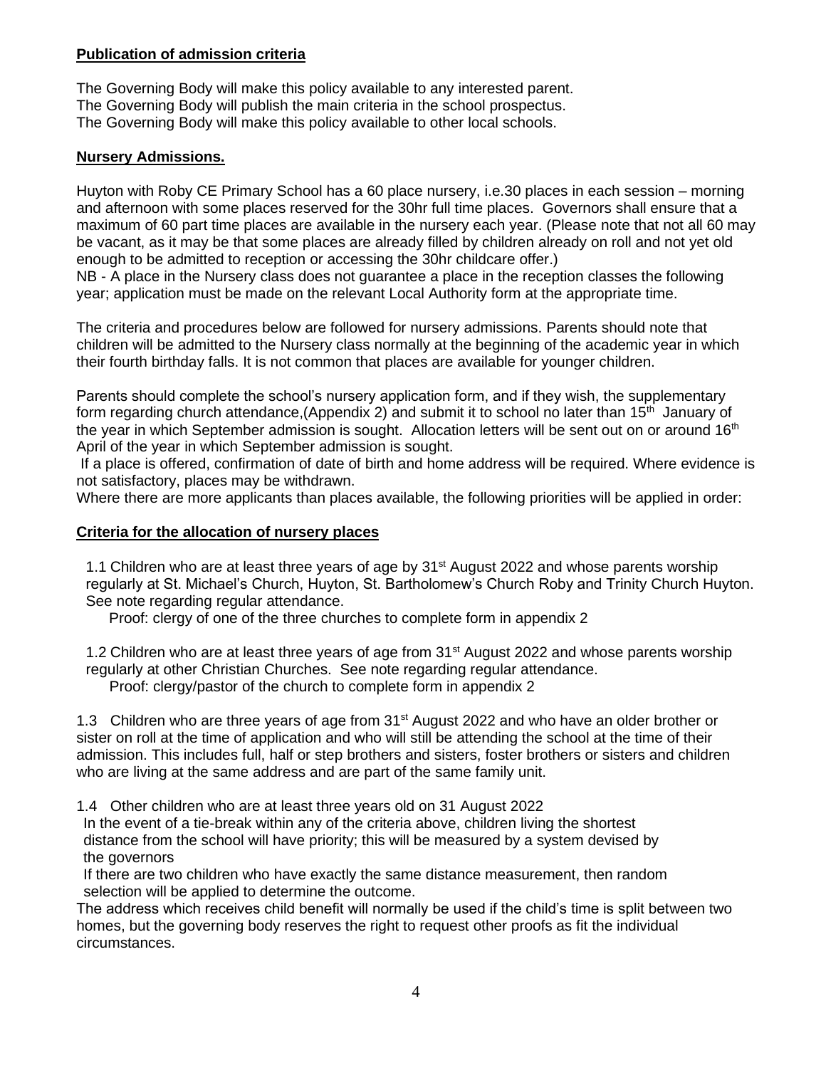**Publication of admission criteria**

The Governing Body will make this policy available to any interested parent.
The Governing Body will publish the main criteria in the school prospectus.
The Governing Body will make this policy available to other local schools.

**Nursery Admissions.**

Huyton with Roby CE Primary School has a 60 place nursery, i.e.30 places in each session – morning and afternoon with some places reserved for the 30hr full time places. Governors shall ensure that a maximum of 60 part time places are available in the nursery each year. (Please note that not all 60 may be vacant, as it may be that some places are already filled by children already on roll and not yet old enough to be admitted to reception or accessing the 30hr childcare offer.)
NB - A place in the Nursery class does not guarantee a place in the reception classes the following year; application must be made on the relevant Local Authority form at the appropriate time.

The criteria and procedures below are followed for nursery admissions. Parents should note that children will be admitted to the Nursery class normally at the beginning of the academic year in which their fourth birthday falls. It is not common that places are available for younger children.

Parents should complete the school's nursery application form, and if they wish, the supplementary form regarding church attendance,(Appendix 2) and submit it to school no later than 15th January of the year in which September admission is sought. Allocation letters will be sent out on or around 16th April of the year in which September admission is sought.
If a place is offered, confirmation of date of birth and home address will be required. Where evidence is not satisfactory, places may be withdrawn.
Where there are more applicants than places available, the following priorities will be applied in order:

**Criteria for the allocation of nursery places**

1.1 Children who are at least three years of age by 31st August 2022 and whose parents worship regularly at St. Michael's Church, Huyton, St. Bartholomew's Church Roby and Trinity Church Huyton. See note regarding regular attendance.
Proof: clergy of one of the three churches to complete form in appendix 2

1.2 Children who are at least three years of age from 31st August 2022 and whose parents worship regularly at other Christian Churches. See note regarding regular attendance.
Proof: clergy/pastor of the church to complete form in appendix 2

1.3 Children who are three years of age from 31st August 2022 and who have an older brother or sister on roll at the time of application and who will still be attending the school at the time of their admission. This includes full, half or step brothers and sisters, foster brothers or sisters and children who are living at the same address and are part of the same family unit.

1.4 Other children who are at least three years old on 31 August 2022
In the event of a tie-break within any of the criteria above, children living the shortest distance from the school will have priority; this will be measured by a system devised by the governors
If there are two children who have exactly the same distance measurement, then random selection will be applied to determine the outcome.
The address which receives child benefit will normally be used if the child's time is split between two homes, but the governing body reserves the right to request other proofs as fit the individual circumstances.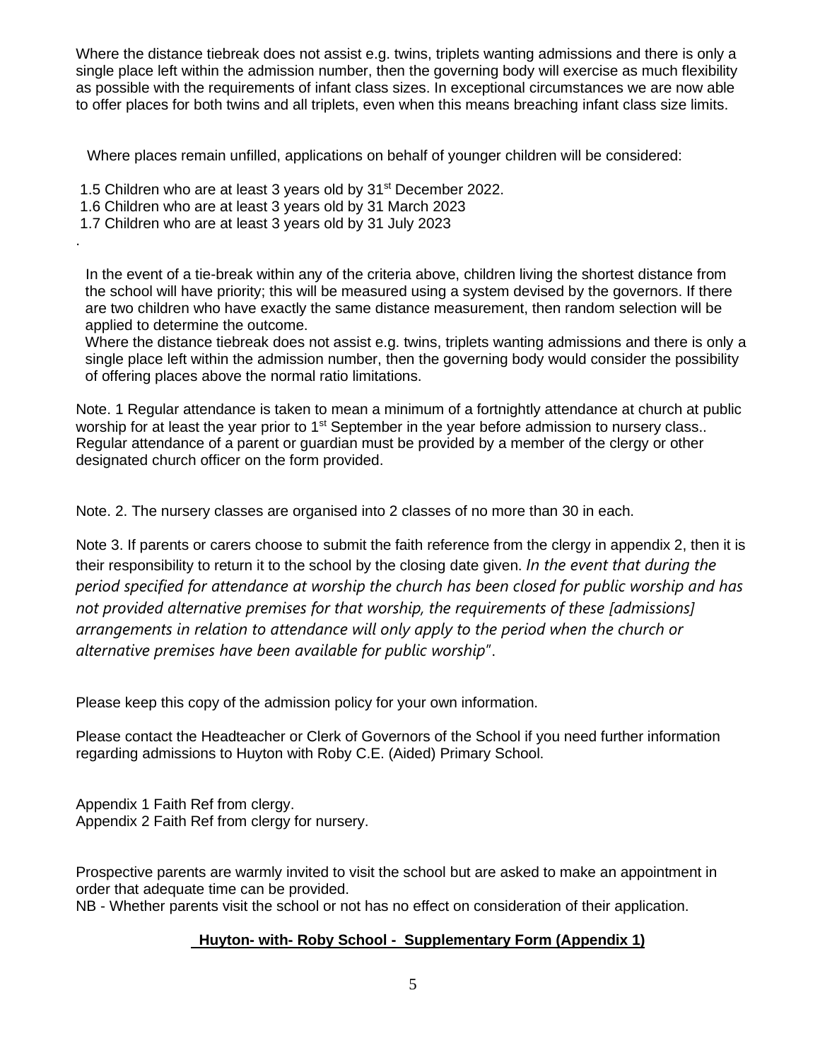Where the distance tiebreak does not assist e.g. twins, triplets wanting admissions and there is only a single place left within the admission number, then the governing body will exercise as much flexibility as possible with the requirements of infant class sizes. In exceptional circumstances we are now able to offer places for both twins and all triplets, even when this means breaching infant class size limits.

Where places remain unfilled, applications on behalf of younger children will be considered:

1.5 Children who are at least 3 years old by 31st December 2022.
1.6 Children who are at least 3 years old by 31 March 2023
1.7 Children who are at least 3 years old by 31 July 2023
.

In the event of a tie-break within any of the criteria above, children living the shortest distance from the school will have priority; this will be measured using a system devised by the governors. If there are two children who have exactly the same distance measurement, then random selection will be applied to determine the outcome.
Where the distance tiebreak does not assist e.g. twins, triplets wanting admissions and there is only a single place left within the admission number, then the governing body would consider the possibility of offering places above the normal ratio limitations.

Note. 1 Regular attendance is taken to mean a minimum of a fortnightly attendance at church at public worship for at least the year prior to 1st September in the year before admission to nursery class.. Regular attendance of a parent or guardian must be provided by a member of the clergy or other designated church officer on the form provided.

Note. 2. The nursery classes are organised into 2 classes of no more than 30 in each.

Note 3. If parents or carers choose to submit the faith reference from the clergy in appendix 2, then it is their responsibility to return it to the school by the closing date given. *In the event that during the period specified for attendance at worship the church has been closed for public worship and has not provided alternative premises for that worship, the requirements of these [admissions] arrangements in relation to attendance will only apply to the period when the church or alternative premises have been available for public worship"*.

Please keep this copy of the admission policy for your own information.

Please contact the Headteacher or Clerk of Governors of the School if you need further information regarding admissions to Huyton with Roby C.E. (Aided) Primary School.

Appendix 1 Faith Ref from clergy.
Appendix 2 Faith Ref from clergy for nursery.

Prospective parents are warmly invited to visit the school but are asked to make an appointment in order that adequate time can be provided.
NB - Whether parents visit the school or not has no effect on consideration of their application.

**Huyton- with- Roby School - Supplementary Form (Appendix 1)**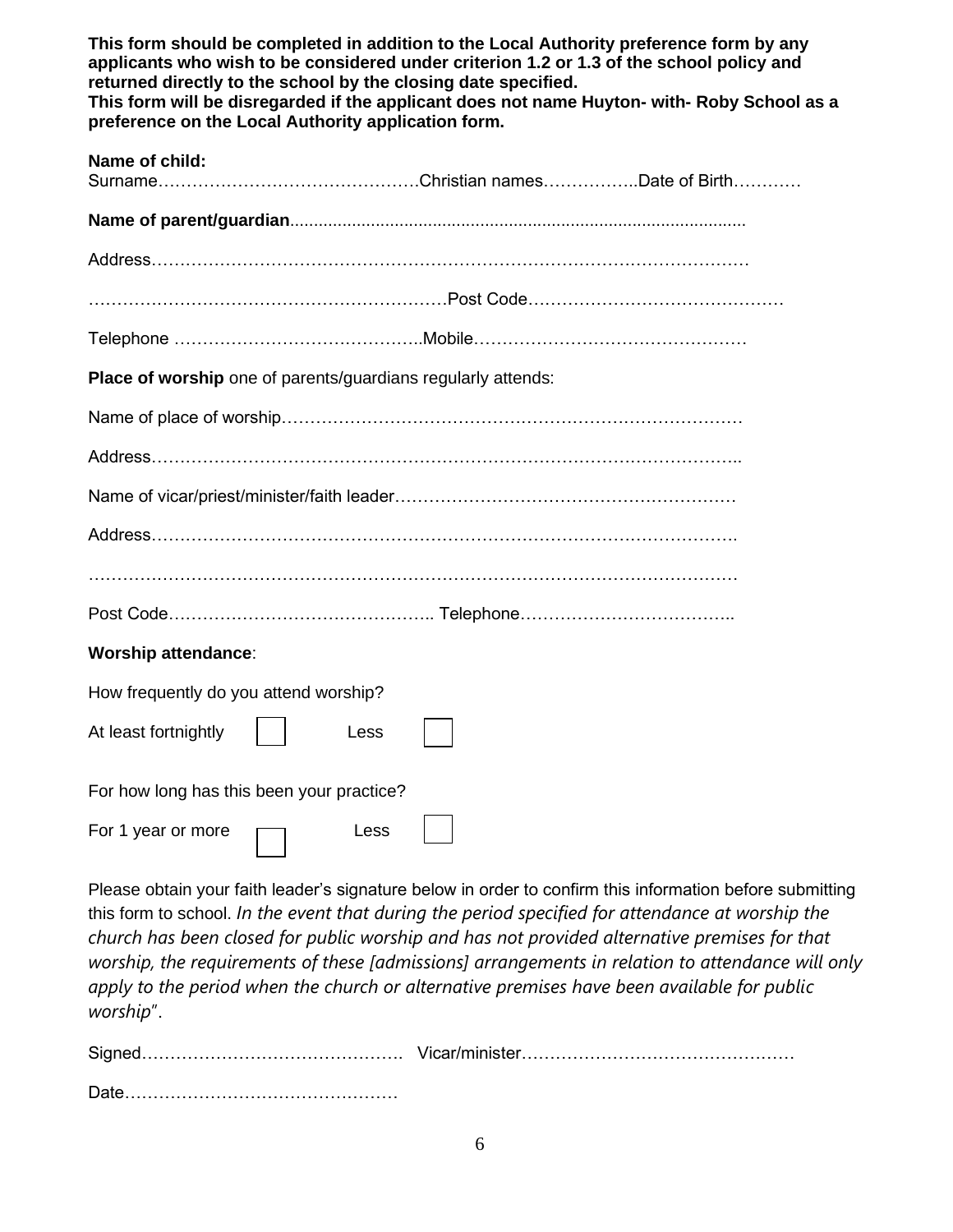**This form should be completed in addition to the Local Authority preference form by any applicants who wish to be considered under criterion 1.2 or 1.3 of the school policy and returned directly to the school by the closing date specified.**
**This form will be disregarded if the applicant does not name Huyton- with- Roby School as a preference on the Local Authority application form.**

**Name of child:**
Surname……………………………………….Christian names……………..Date of Birth…………

**Name of parent/guardian**..............................................................................................

Address……………………………………………………………………………………………

………………………………………………………Post Code………………………………………

Telephone ……………………………………..Mobile…………………………………………

**Place of worship** one of parents/guardians regularly attends:

Name of place of worship………………………………………………………………………

Address……………………………………………………………………………………………..

Name of vicar/priest/minister/faith leader…………………………………………………

Address……………………………………………………………………………………………

……………………………………………………………………………………………………

Post Code……………………………………….. Telephone………………………………..

**Worship attendance**:

How frequently do you attend worship?

At least fortnightly ☐ Less ☐

For how long has this been your practice?

For 1 year or more ☐ Less ☐

Please obtain your faith leader's signature below in order to confirm this information before submitting this form to school. *In the event that during the period specified for attendance at worship the church has been closed for public worship and has not provided alternative premises for that worship, the requirements of these [admissions] arrangements in relation to attendance will only apply to the period when the church or alternative premises have been available for public worship".*

Signed………………………………………. Vicar/minister…………………………………………

Date…………………………………………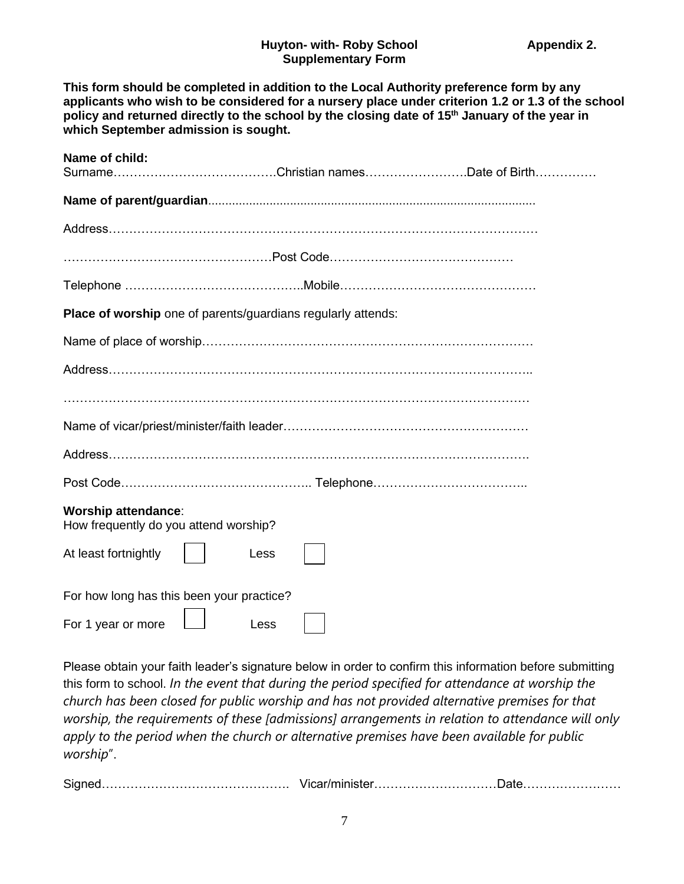**Huyton- with- Roby School Supplementary Form** **Appendix 2.**

**This form should be completed in addition to the Local Authority preference form by any applicants who wish to be considered for a nursery place under criterion 1.2 or 1.3 of the school policy and returned directly to the school by the closing date of 15th January of the year in which September admission is sought.**

**Name of child:**
Surname………………………………….Christian names…………………….Date of Birth……………

**Name of parent/guardian**.................................................................................................

Address………………………………………………………………………………………

……………………………………………Post Code………………………………………

Telephone ……………………………………..Mobile…………………………………………

**Place of worship** one of parents/guardians regularly attends:

Name of place of worship……………………………………………………………………

Address…………………………………………………………………………………………..

………………………………………………………………………………………………

Name of vicar/priest/minister/faith leader……………………………………………………

Address……………………………………………………………………………………….

Post Code……………………………………….. Telephone………………………………..

**Worship attendance**:
How frequently do you attend worship?

At least fortnightly ☐ Less ☐

For how long has this been your practice?

For 1 year or more ☐ Less ☐

Please obtain your faith leader's signature below in order to confirm this information before submitting this form to school. *In the event that during the period specified for attendance at worship the church has been closed for public worship and has not provided alternative premises for that worship, the requirements of these [admissions] arrangements in relation to attendance will only apply to the period when the church or alternative premises have been available for public worship*".

Signed………………………………………. Vicar/minister…………………………Date……………………